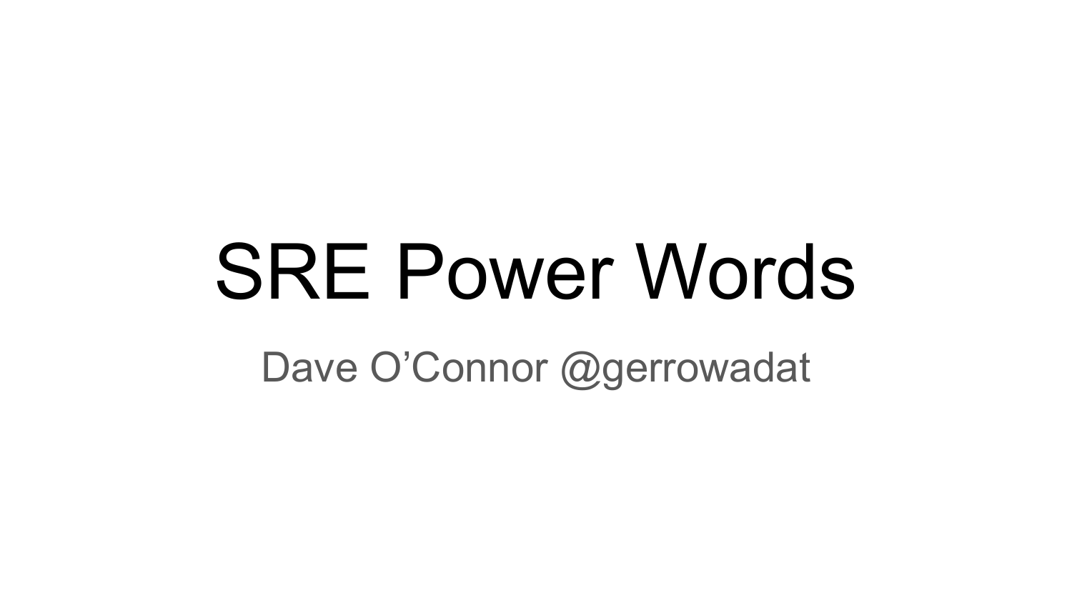# SRE Power Words

Dave O’Connor @gerrowadat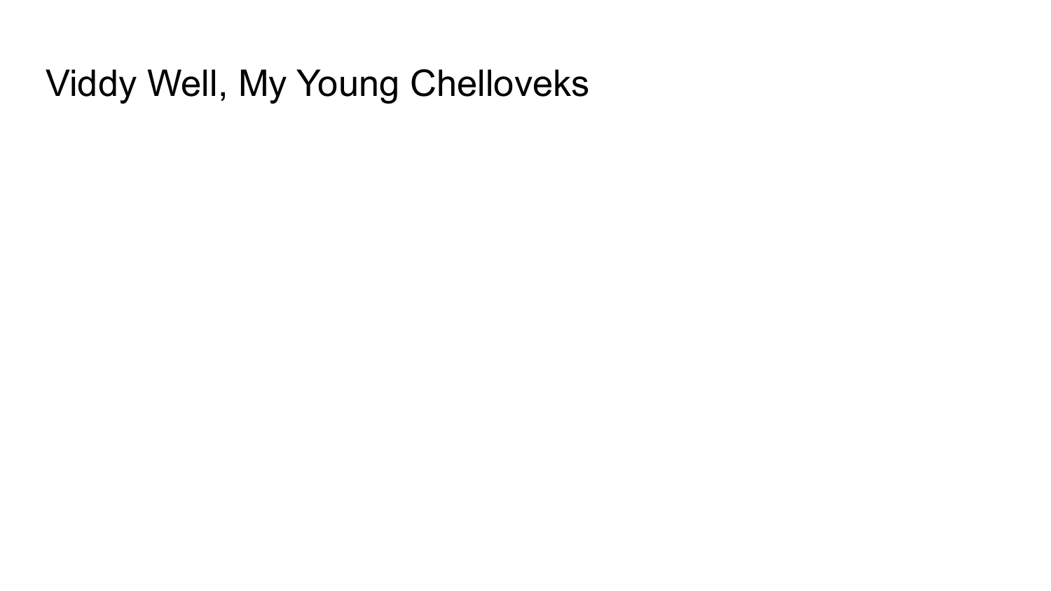# Viddy Well, My Young Chelloveks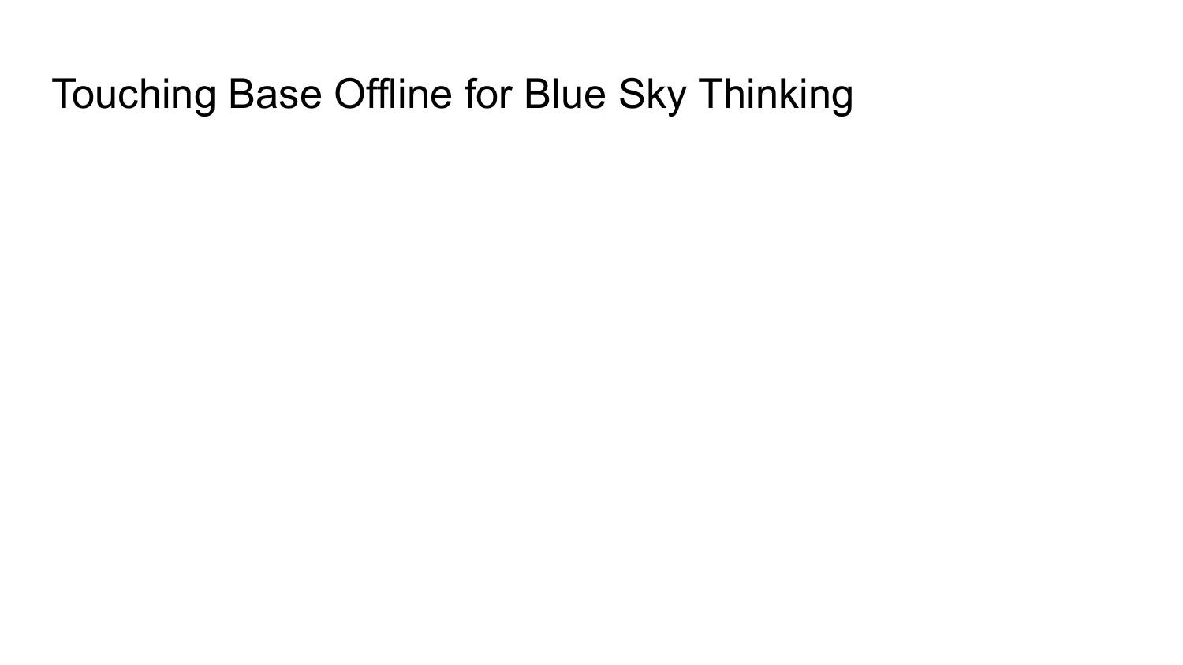# Touching Base Offline for Blue Sky Thinking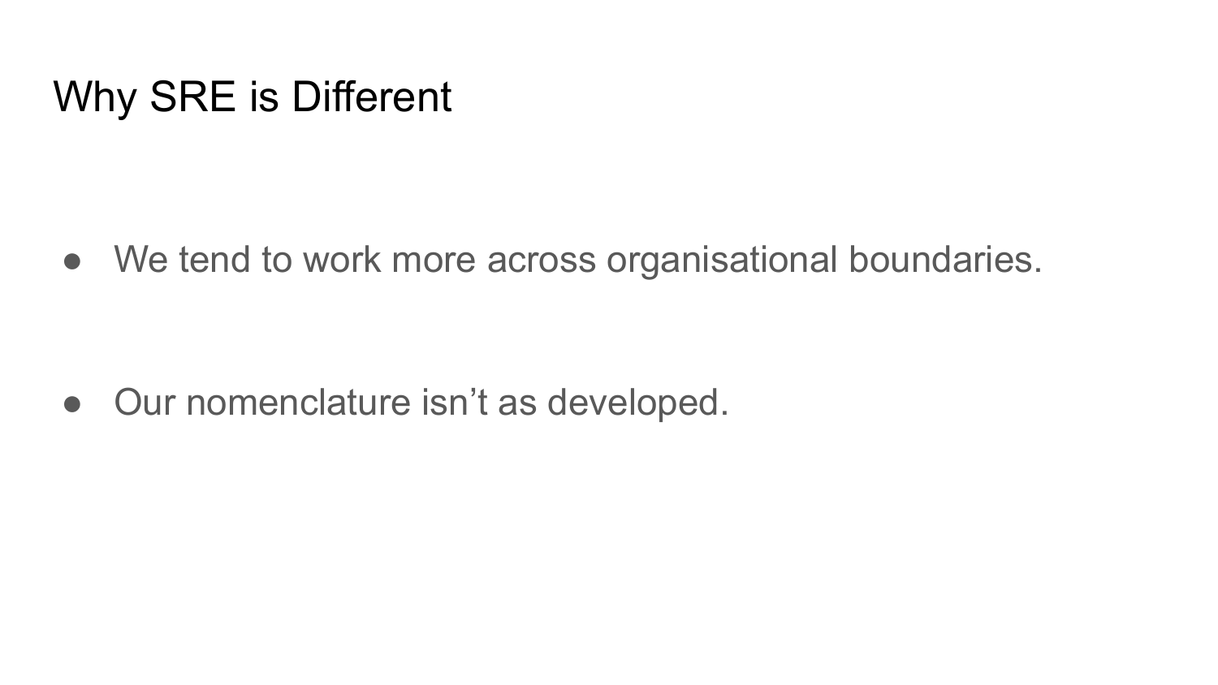# Why SRE is Different

- We tend to work more across organisational boundaries.
- Our nomenclature isn't as developed.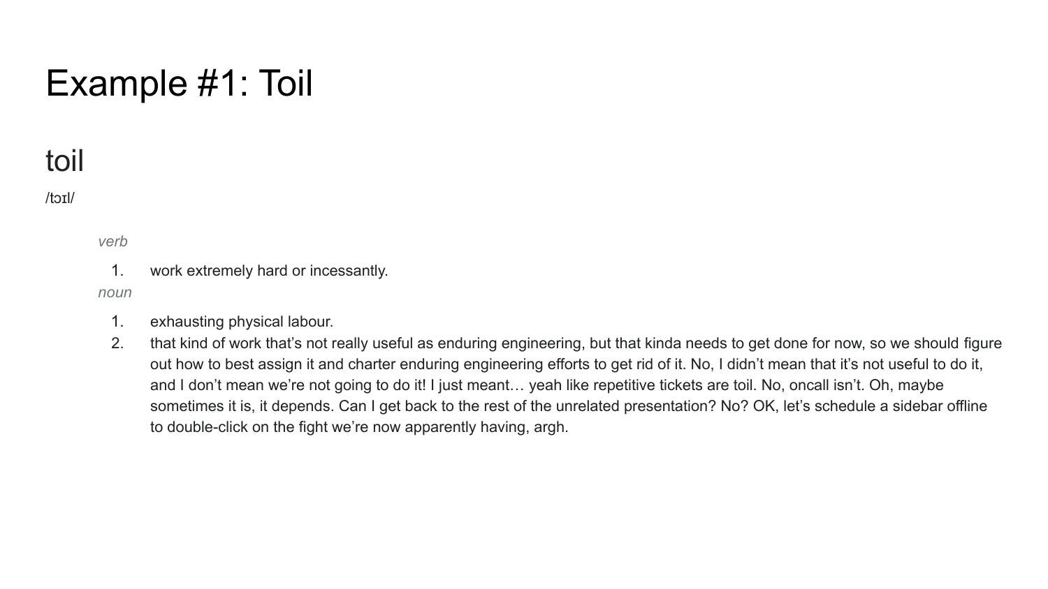# Example #1: Toil

## toil

/tɔɪl/

*verb*

1. work extremely hard or incessantly.

*noun*

1. exhausting physical labour.
2. that kind of work that's not really useful as enduring engineering, but that kinda needs to get done for now, so we should figure out how to best assign it and charter enduring engineering efforts to get rid of it. No, I didn't mean that it's not useful to do it, and I don't mean we're not going to do it! I just meant… yeah like repetitive tickets are toil. No, oncall isn't. Oh, maybe sometimes it is, it depends. Can I get back to the rest of the unrelated presentation? No? OK, let's schedule a sidebar offline to double-click on the fight we're now apparently having, argh.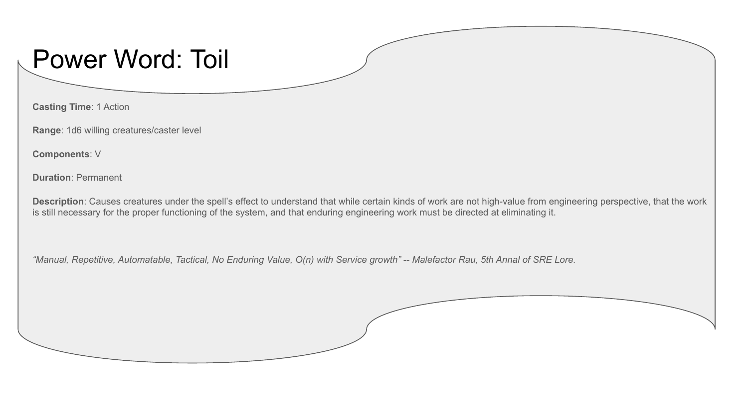# Power Word: Toil

**Casting Time**: 1 Action

**Range**: 1d6 willing creatures/caster level

**Components**: V

**Duration**: Permanent

**Description**: Causes creatures under the spell's effect to understand that while certain kinds of work are not high-value from engineering perspective, that the work is still necessary for the proper functioning of the system, and that enduring engineering work must be directed at eliminating it.

*"Manual, Repetitive, Automatable, Tactical, No Enduring Value, O(n) with Service growth" -- Malefactor Rau, 5th Annal of SRE Lore.*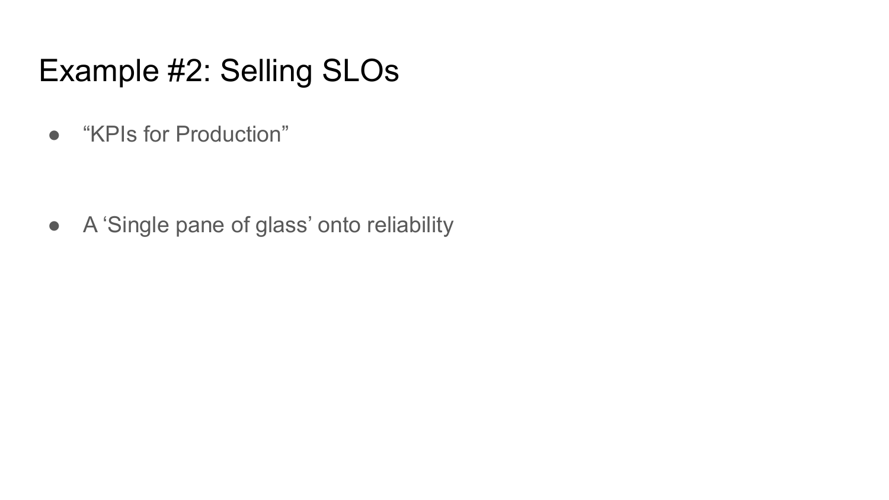# Example #2: Selling SLOs

- “KPIs for Production”

- A ‘Single pane of glass’ onto reliability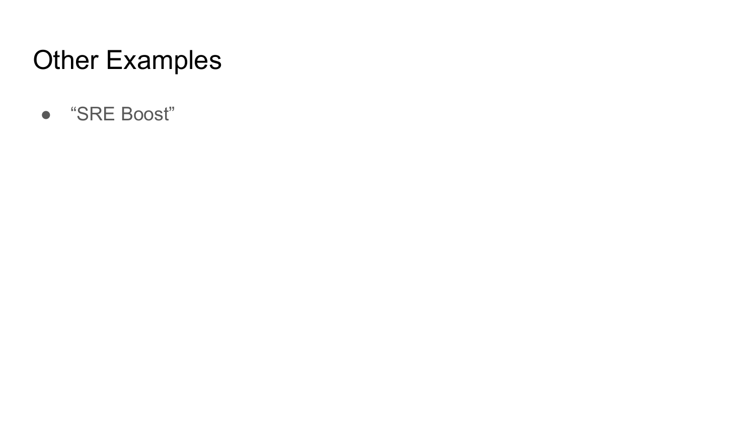# Other Examples

- “SRE Boost”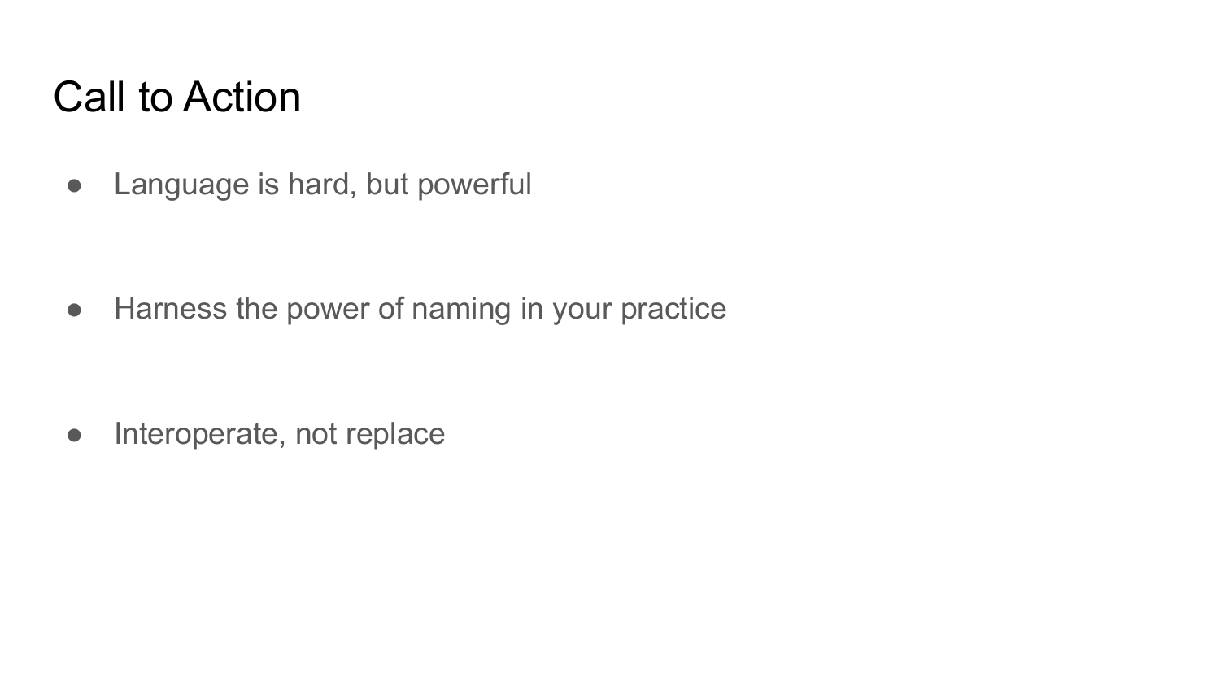# Call to Action

- Language is hard, but powerful

- Harness the power of naming in your practice

- Interoperate, not replace